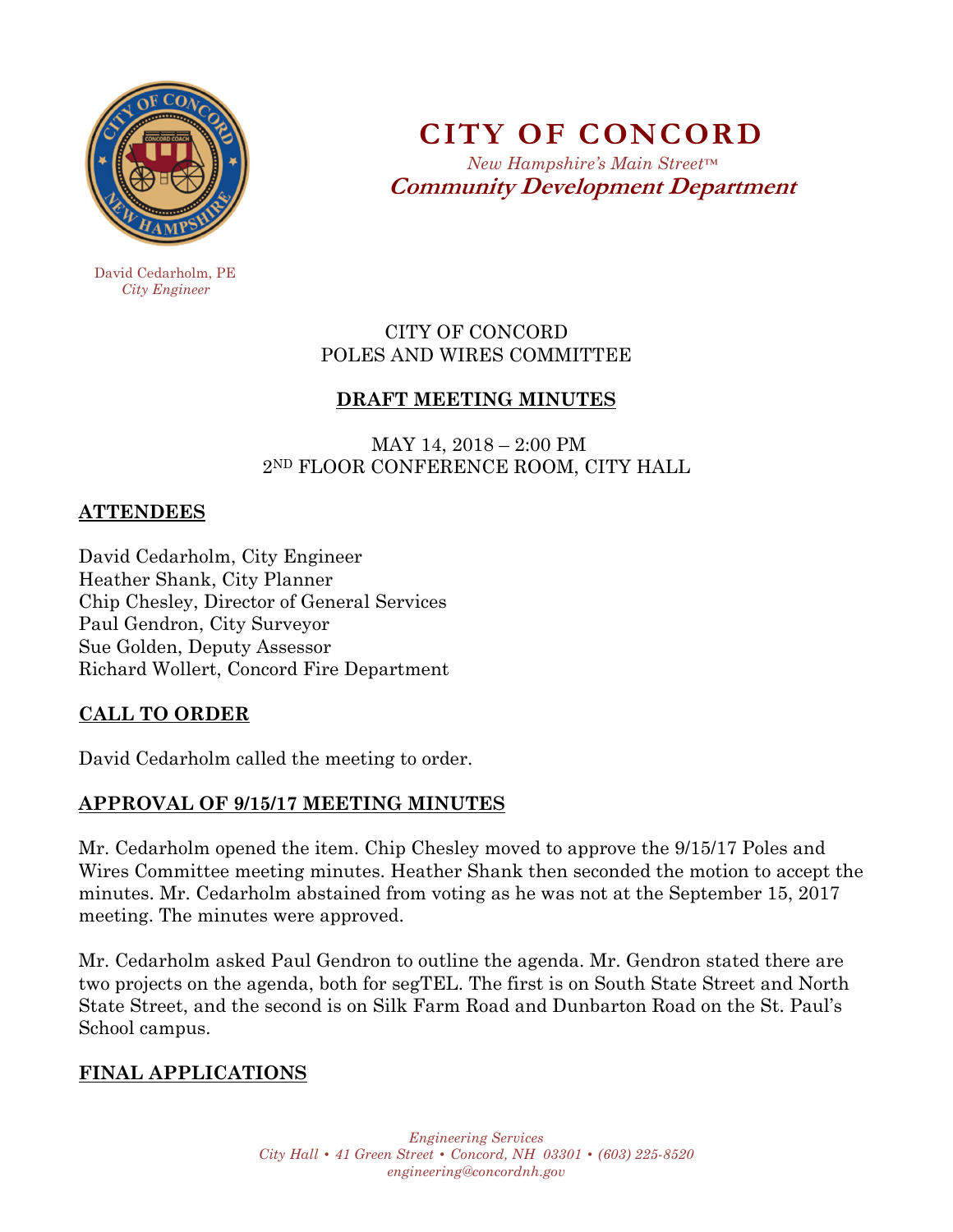# CITY OF CONCORD

*New Hampshire's Main Street™*

**Community Development Department**

David Cedarholm, PE
*City Engineer*

CITY OF CONCORD
POLES AND WIRES COMMITTEE

## DRAFT MEETING MINUTES

MAY 14, 2018 – 2:00 PM
2ND FLOOR CONFERENCE ROOM, CITY HALL

## ATTENDEES

David Cedarholm, City Engineer
Heather Shank, City Planner
Chip Chesley, Director of General Services
Paul Gendron, City Surveyor
Sue Golden, Deputy Assessor
Richard Wollert, Concord Fire Department

## CALL TO ORDER

David Cedarholm called the meeting to order.

## APPROVAL OF 9/15/17 MEETING MINUTES

Mr. Cedarholm opened the item. Chip Chesley moved to approve the 9/15/17 Poles and Wires Committee meeting minutes. Heather Shank then seconded the motion to accept the minutes. Mr. Cedarholm abstained from voting as he was not at the September 15, 2017 meeting. The minutes were approved.

Mr. Cedarholm asked Paul Gendron to outline the agenda. Mr. Gendron stated there are two projects on the agenda, both for segTEL. The first is on South State Street and North State Street, and the second is on Silk Farm Road and Dunbarton Road on the St. Paul's School campus.

## FINAL APPLICATIONS

*Engineering Services*
*City Hall • 41 Green Street • Concord, NH 03301 • (603) 225-8520*
*engineering@concordnh.gov*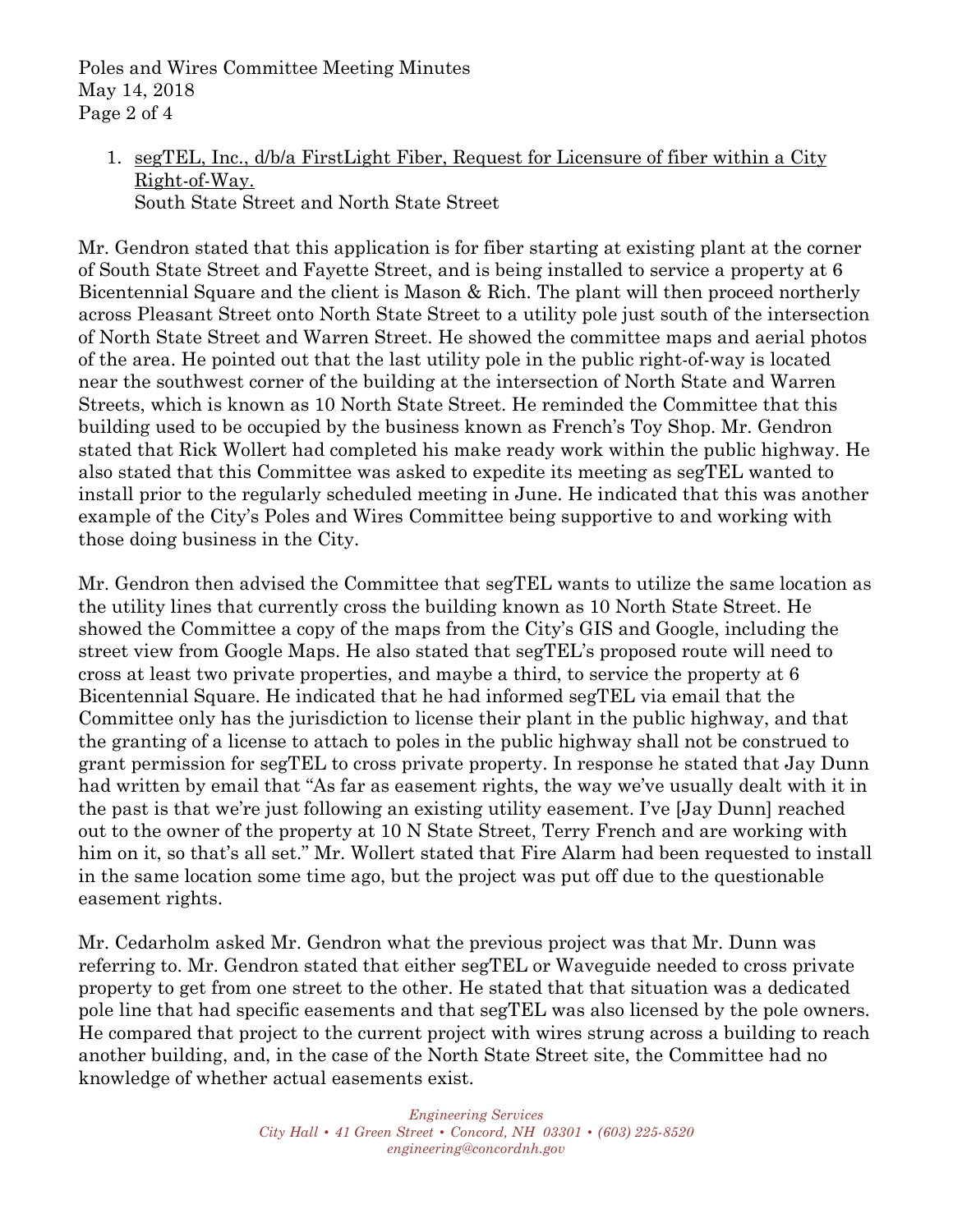1. <u>segTEL, Inc., d/b/a FirstLight Fiber, Request for Licensure of fiber within a City Right-of-Way.</u>
   South State Street and North State Street

Mr. Gendron stated that this application is for fiber starting at existing plant at the corner of South State Street and Fayette Street, and is being installed to service a property at 6 Bicentennial Square and the client is Mason & Rich. The plant will then proceed northerly across Pleasant Street onto North State Street to a utility pole just south of the intersection of North State Street and Warren Street. He showed the committee maps and aerial photos of the area. He pointed out that the last utility pole in the public right-of-way is located near the southwest corner of the building at the intersection of North State and Warren Streets, which is known as 10 North State Street. He reminded the Committee that this building used to be occupied by the business known as French's Toy Shop. Mr. Gendron stated that Rick Wollert had completed his make ready work within the public highway. He also stated that this Committee was asked to expedite its meeting as segTEL wanted to install prior to the regularly scheduled meeting in June. He indicated that this was another example of the City's Poles and Wires Committee being supportive to and working with those doing business in the City.

Mr. Gendron then advised the Committee that segTEL wants to utilize the same location as the utility lines that currently cross the building known as 10 North State Street. He showed the Committee a copy of the maps from the City's GIS and Google, including the street view from Google Maps. He also stated that segTEL's proposed route will need to cross at least two private properties, and maybe a third, to service the property at 6 Bicentennial Square. He indicated that he had informed segTEL via email that the Committee only has the jurisdiction to license their plant in the public highway, and that the granting of a license to attach to poles in the public highway shall not be construed to grant permission for segTEL to cross private property. In response he stated that Jay Dunn had written by email that "As far as easement rights, the way we've usually dealt with it in the past is that we're just following an existing utility easement. I've [Jay Dunn] reached out to the owner of the property at 10 N State Street, Terry French and are working with him on it, so that's all set." Mr. Wollert stated that Fire Alarm had been requested to install in the same location some time ago, but the project was put off due to the questionable easement rights.

Mr. Cedarholm asked Mr. Gendron what the previous project was that Mr. Dunn was referring to. Mr. Gendron stated that either segTEL or Waveguide needed to cross private property to get from one street to the other. He stated that that situation was a dedicated pole line that had specific easements and that segTEL was also licensed by the pole owners. He compared that project to the current project with wires strung across a building to reach another building, and, in the case of the North State Street site, the Committee had no knowledge of whether actual easements exist.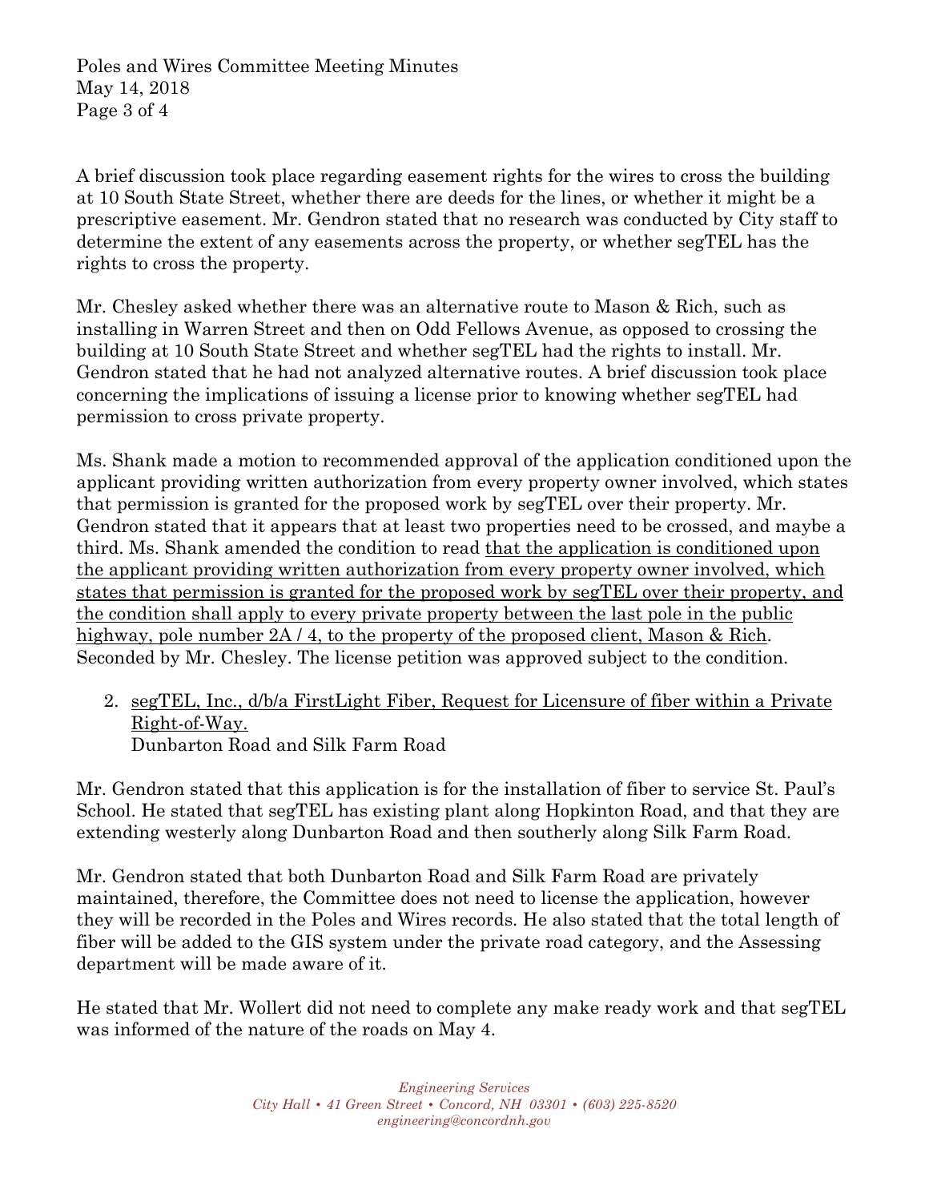A brief discussion took place regarding easement rights for the wires to cross the building at 10 South State Street, whether there are deeds for the lines, or whether it might be a prescriptive easement. Mr. Gendron stated that no research was conducted by City staff to determine the extent of any easements across the property, or whether segTEL has the rights to cross the property.

Mr. Chesley asked whether there was an alternative route to Mason & Rich, such as installing in Warren Street and then on Odd Fellows Avenue, as opposed to crossing the building at 10 South State Street and whether segTEL had the rights to install. Mr. Gendron stated that he had not analyzed alternative routes. A brief discussion took place concerning the implications of issuing a license prior to knowing whether segTEL had permission to cross private property.

Ms. Shank made a motion to recommended approval of the application conditioned upon the applicant providing written authorization from every property owner involved, which states that permission is granted for the proposed work by segTEL over their property. Mr. Gendron stated that it appears that at least two properties need to be crossed, and maybe a third. Ms. Shank amended the condition to read <u>that the application is conditioned upon the applicant providing written authorization from every property owner involved, which states that permission is granted for the proposed work by segTEL over their property, and the condition shall apply to every private property between the last pole in the public highway, pole number 2A / 4, to the property of the proposed client, Mason & Rich</u>. Seconded by Mr. Chesley. The license petition was approved subject to the condition.

2. <u>segTEL, Inc., d/b/a FirstLight Fiber, Request for Licensure of fiber within a Private Right-of-Way.</u>
   Dunbarton Road and Silk Farm Road

Mr. Gendron stated that this application is for the installation of fiber to service St. Paul's School. He stated that segTEL has existing plant along Hopkinton Road, and that they are extending westerly along Dunbarton Road and then southerly along Silk Farm Road.

Mr. Gendron stated that both Dunbarton Road and Silk Farm Road are privately maintained, therefore, the Committee does not need to license the application, however they will be recorded in the Poles and Wires records. He also stated that the total length of fiber will be added to the GIS system under the private road category, and the Assessing department will be made aware of it.

He stated that Mr. Wollert did not need to complete any make ready work and that segTEL was informed of the nature of the roads on May 4.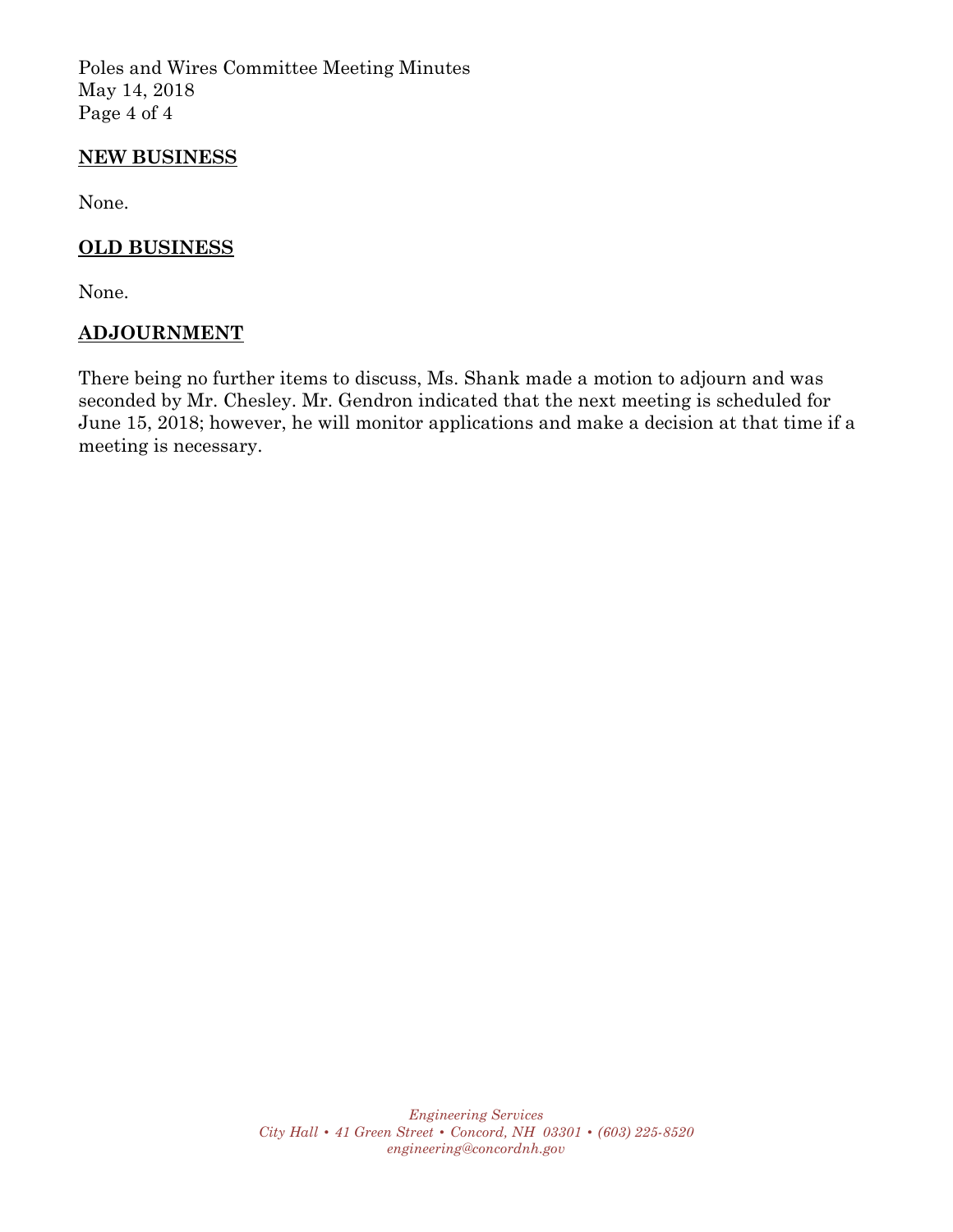## NEW BUSINESS

None.

## OLD BUSINESS

None.

## ADJOURNMENT

There being no further items to discuss, Ms. Shank made a motion to adjourn and was seconded by Mr. Chesley. Mr. Gendron indicated that the next meeting is scheduled for June 15, 2018; however, he will monitor applications and make a decision at that time if a meeting is necessary.